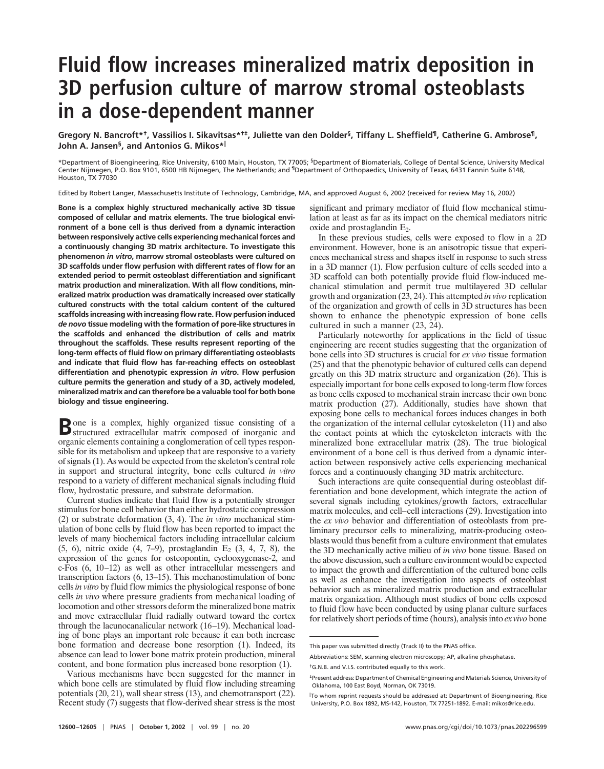# Fluid flow increases mineralized matrix deposition in 3D perfusion culture of marrow stromal osteoblasts in a dose-dependent manner

Gregory N. Bancroft*[†], Vassilios I. Sikavitsas*[†‡], Juliette van den Dolder[§], Tiffany L. Sheffield[¶], Catherine G. Ambrose[¶], John A. Jansen[§], and Antonios G. Mikos*[‖]

*Department of Bioengineering, Rice University, 6100 Main, Houston, TX 77005; [§]Department of Biomaterials, College of Dental Science, University Medical Center Nijmegen, P.O. Box 9101, 6500 HB Nijmegen, The Netherlands; and [¶]Department of Orthopaedics, University of Texas, 6431 Fannin Suite 6148, Houston, TX 77030

Edited by Robert Langer, Massachusetts Institute of Technology, Cambridge, MA, and approved August 6, 2002 (received for review May 16, 2002)

**Bone is a complex highly structured mechanically active 3D tissue composed of cellular and matrix elements. The true biological environment of a bone cell is thus derived from a dynamic interaction between responsively active cells experiencing mechanical forces and a continuously changing 3D matrix architecture. To investigate this phenomenon *in vitro*, marrow stromal osteoblasts were cultured on 3D scaffolds under flow perfusion with different rates of flow for an extended period to permit osteoblast differentiation and significant matrix production and mineralization. With all flow conditions, mineralized matrix production was dramatically increased over statically cultured constructs with the total calcium content of the cultured scaffolds increasing with increasing flow rate. Flow perfusion induced *de novo* tissue modeling with the formation of pore-like structures in the scaffolds and enhanced the distribution of cells and matrix throughout the scaffolds. These results represent reporting of the long-term effects of fluid flow on primary differentiating osteoblasts and indicate that fluid flow has far-reaching effects on osteoblast differentiation and phenotypic expression *in vitro*. Flow perfusion culture permits the generation and study of a 3D, actively modeled, mineralized matrix and can therefore be a valuable tool for both bone biology and tissue engineering.**

Bone is a complex, highly organized tissue consisting of a structured extracellular matrix composed of inorganic and organic elements containing a conglomeration of cell types responsible for its metabolism and upkeep that are responsive to a variety of signals (1). As would be expected from the skeleton's central role in support and structural integrity, bone cells cultured *in vitro* respond to a variety of different mechanical signals including fluid flow, hydrostatic pressure, and substrate deformation.

Current studies indicate that fluid flow is a potentially stronger stimulus for bone cell behavior than either hydrostatic compression (2) or substrate deformation (3, 4). The *in vitro* mechanical stimulation of bone cells by fluid flow has been reported to impact the levels of many biochemical factors including intracellular calcium (5, 6), nitric oxide (4, 7–9), prostaglandin $E_2$ (3, 4, 7, 8), the expression of the genes for osteopontin, cyclooxygenase-2, and c-Fos (6, 10–12) as well as other intracellular messengers and transcription factors (6, 13–15). This mechanostimulation of bone cells *in vitro* by fluid flow mimics the physiological response of bone cells *in vivo* where pressure gradients from mechanical loading of locomotion and other stressors deform the mineralized bone matrix and move extracellular fluid radially outward toward the cortex through the lacunocanalicular network (16–19). Mechanical loading of bone plays an important role because it can both increase bone formation and decrease bone resorption (1). Indeed, its absence can lead to lower bone matrix protein production, mineral content, and bone formation plus increased bone resorption (1).

Various mechanisms have been suggested for the manner in which bone cells are stimulated by fluid flow including streaming potentials (20, 21), wall shear stress (13), and chemotransport (22). Recent study (7) suggests that flow-derived shear stress is the most significant and primary mediator of fluid flow mechanical stimulation at least as far as its impact on the chemical mediators nitric oxide and prostaglandin $E_2$.

In these previous studies, cells were exposed to flow in a 2D environment. However, bone is an anisotropic tissue that experiences mechanical stress and shapes itself in response to such stress in a 3D manner (1). Flow perfusion culture of cells seeded into a 3D scaffold can both potentially provide fluid flow-induced mechanical stimulation and permit true multilayered 3D cellular growth and organization (23, 24). This attempted *in vivo* replication of the organization and growth of cells in 3D structures has been shown to enhance the phenotypic expression of bone cells cultured in such a manner (23, 24).

Particularly noteworthy for applications in the field of tissue engineering are recent studies suggesting that the organization of bone cells into 3D structures is crucial for *ex vivo* tissue formation (25) and that the phenotypic behavior of cultured cells can depend greatly on this 3D matrix structure and organization (26). This is especially important for bone cells exposed to long-term flow forces as bone cells exposed to mechanical strain increase their own bone matrix production (27). Additionally, studies have shown that exposing bone cells to mechanical forces induces changes in both the organization of the internal cellular cytoskeleton (11) and also the contact points at which the cytoskeleton interacts with the mineralized bone extracellular matrix (28). The true biological environment of a bone cell is thus derived from a dynamic interaction between responsively active cells experiencing mechanical forces and a continuously changing 3D matrix architecture.

Such interactions are quite consequential during osteoblast differentiation and bone development, which integrate the action of several signals including cytokines/growth factors, extracellular matrix molecules, and cell–cell interactions (29). Investigation into the *ex vivo* behavior and differentiation of osteoblasts from preliminary precursor cells to mineralizing, matrix-producing osteoblasts would thus benefit from a culture environment that emulates the 3D mechanically active milieu of *in vivo* bone tissue. Based on the above discussion, such a culture environment would be expected to impact the growth and differentiation of the cultured bone cells as well as enhance the investigation into aspects of osteoblast behavior such as mineralized matrix production and extracellular matrix organization. Although most studies of bone cells exposed to fluid flow have been conducted by using planar culture surfaces for relatively short periods of time (hours), analysis into *ex vivo* bone

---

This paper was submitted directly (Track II) to the PNAS office.

Abbreviations: SEM, scanning electron microscopy; AP, alkaline phosphatase.

[†]G.N.B. and V.I.S. contributed equally to this work.

[‡]Present address: Department of Chemical Engineering and Materials Science, University of Oklahoma, 100 East Boyd, Norman, OK 73019.

[‖]To whom reprint requests should be addressed at: Department of Bioengineering, Rice University, P.O. Box 1892, MS-142, Houston, TX 77251-1892. E-mail: mikos@rice.edu.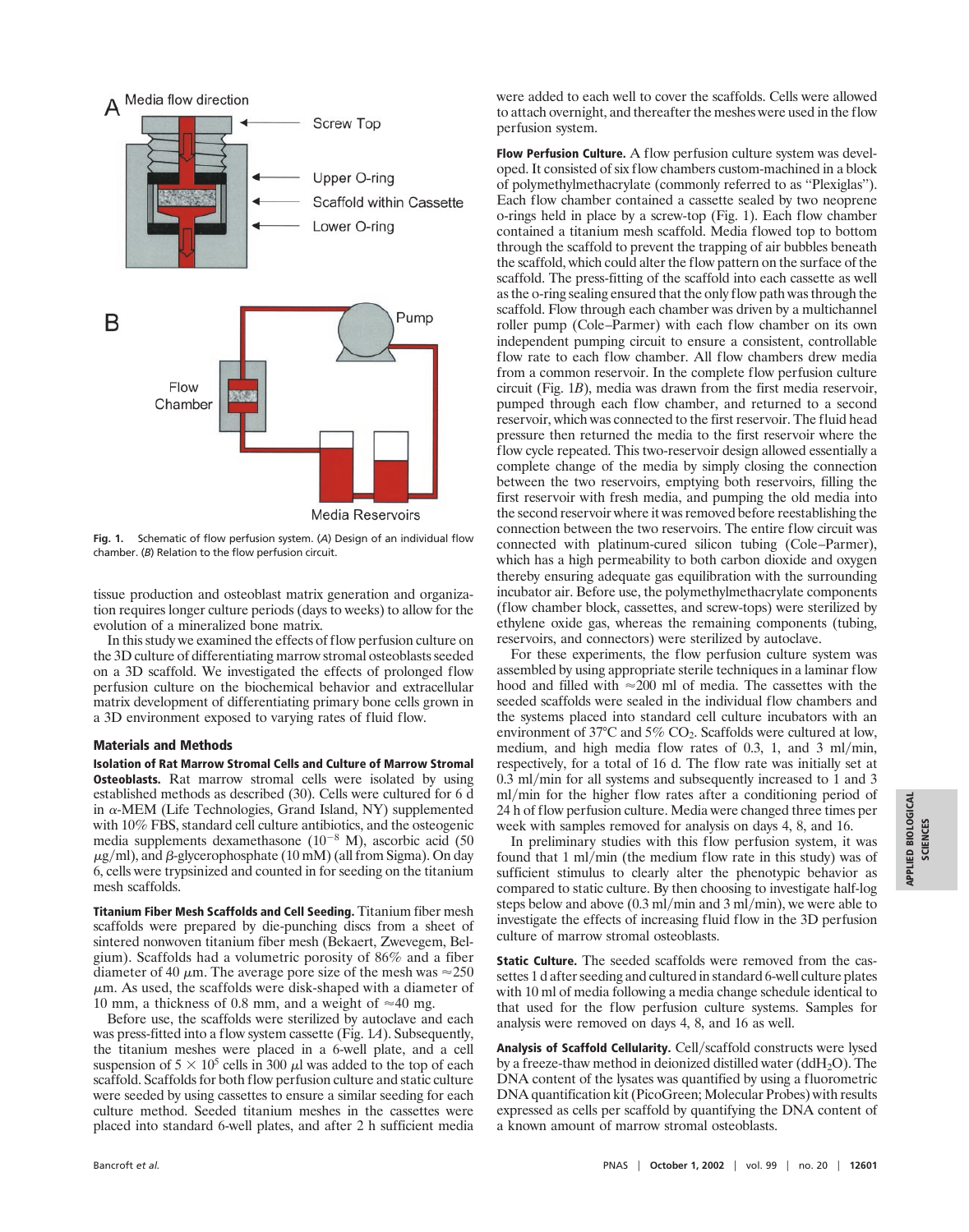**Fig. 1.** Schematic of flow perfusion system. (*A*) Design of an individual flow chamber. (*B*) Relation to the flow perfusion circuit.

tissue production and osteoblast matrix generation and organization requires longer culture periods (days to weeks) to allow for the evolution of a mineralized bone matrix.

In this study we examined the effects of flow perfusion culture on the 3D culture of differentiating marrow stromal osteoblasts seeded on a 3D scaffold. We investigated the effects of prolonged flow perfusion culture on the biochemical behavior and extracellular matrix development of differentiating primary bone cells grown in a 3D environment exposed to varying rates of fluid flow.

## Materials and Methods

**Isolation of Rat Marrow Stromal Cells and Culture of Marrow Stromal Osteoblasts.** Rat marrow stromal cells were isolated by using established methods as described (30). Cells were cultured for 6 d in α-MEM (Life Technologies, Grand Island, NY) supplemented with 10% FBS, standard cell culture antibiotics, and the osteogenic media supplements dexamethasone ($10^{-8}$ M), ascorbic acid (50 $\mu$g/ml), and β-glycerophosphate (10 mM) (all from Sigma). On day 6, cells were trypsinized and counted in for seeding on the titanium mesh scaffolds.

**Titanium Fiber Mesh Scaffolds and Cell Seeding.** Titanium fiber mesh scaffolds were prepared by die-punching discs from a sheet of sintered nonwoven titanium fiber mesh (Bekaert, Zwevegem, Belgium). Scaffolds had a volumetric porosity of 86% and a fiber diameter of 40 $\mu$m. The average pore size of the mesh was ≈250 $\mu$m. As used, the scaffolds were disk-shaped with a diameter of 10 mm, a thickness of 0.8 mm, and a weight of ≈40 mg.

Before use, the scaffolds were sterilized by autoclave and each was press-fitted into a flow system cassette (Fig. 1*A*). Subsequently, the titanium meshes were placed in a 6-well plate, and a cell suspension of $5 \times 10^5$ cells in 300 $\mu$l was added to the top of each scaffold. Scaffolds for both flow perfusion culture and static culture were seeded by using cassettes to ensure a similar seeding for each culture method. Seeded titanium meshes in the cassettes were placed into standard 6-well plates, and after 2 h sufficient media were added to each well to cover the scaffolds. Cells were allowed to attach overnight, and thereafter the meshes were used in the flow perfusion system.

**Flow Perfusion Culture.** A flow perfusion culture system was developed. It consisted of six flow chambers custom-machined in a block of polymethylmethacrylate (commonly referred to as "Plexiglas"). Each flow chamber contained a cassette sealed by two neoprene o-rings held in place by a screw-top (Fig. 1). Each flow chamber contained a titanium mesh scaffold. Media flowed top to bottom through the scaffold to prevent the trapping of air bubbles beneath the scaffold, which could alter the flow pattern on the surface of the scaffold. The press-fitting of the scaffold into each cassette as well as the o-ring sealing ensured that the only flow path was through the scaffold. Flow through each chamber was driven by a multichannel roller pump (Cole–Parmer) with each flow chamber on its own independent pumping circuit to ensure a consistent, controllable flow rate to each flow chamber. All flow chambers drew media from a common reservoir. In the complete flow perfusion culture circuit (Fig. 1*B*), media was drawn from the first media reservoir, pumped through each flow chamber, and returned to a second reservoir, which was connected to the first reservoir. The fluid head pressure then returned the media to the first reservoir where the flow cycle repeated. This two-reservoir design allowed essentially a complete change of the media by simply closing the connection between the two reservoirs, emptying both reservoirs, filling the first reservoir with fresh media, and pumping the old media into the second reservoir where it was removed before reestablishing the connection between the two reservoirs. The entire flow circuit was connected with platinum-cured silicon tubing (Cole–Parmer), which has a high permeability to both carbon dioxide and oxygen thereby ensuring adequate gas equilibration with the surrounding incubator air. Before use, the polymethylmethacrylate components (flow chamber block, cassettes, and screw-tops) were sterilized by ethylene oxide gas, whereas the remaining components (tubing, reservoirs, and connectors) were sterilized by autoclave.

For these experiments, the flow perfusion culture system was assembled by using appropriate sterile techniques in a laminar flow hood and filled with ≈200 ml of media. The cassettes with the seeded scaffolds were sealed in the individual flow chambers and the systems placed into standard cell culture incubators with an environment of 37°C and 5% $CO_2$. Scaffolds were cultured at low, medium, and high media flow rates of 0.3, 1, and 3 ml/min, respectively, for a total of 16 d. The flow rate was initially set at 0.3 ml/min for all systems and subsequently increased to 1 and 3 ml/min for the higher flow rates after a conditioning period of 24 h of flow perfusion culture. Media were changed three times per week with samples removed for analysis on days 4, 8, and 16.

In preliminary studies with this flow perfusion system, it was found that 1 ml/min (the medium flow rate in this study) was of sufficient stimulus to clearly alter the phenotypic behavior as compared to static culture. By then choosing to investigate half-log steps below and above (0.3 ml/min and 3 ml/min), we were able to investigate the effects of increasing fluid flow in the 3D perfusion culture of marrow stromal osteoblasts.

**Static Culture.** The seeded scaffolds were removed from the cassettes 1 d after seeding and cultured in standard 6-well culture plates with 10 ml of media following a media change schedule identical to that used for the flow perfusion culture systems. Samples for analysis were removed on days 4, 8, and 16 as well.

**Analysis of Scaffold Cellularity.** Cell/scaffold constructs were lysed by a freeze-thaw method in deionized distilled water (dd$H_2O$). The DNA content of the lysates was quantified by using a fluorometric DNA quantification kit (PicoGreen; Molecular Probes) with results expressed as cells per scaffold by quantifying the DNA content of a known amount of marrow stromal osteoblasts.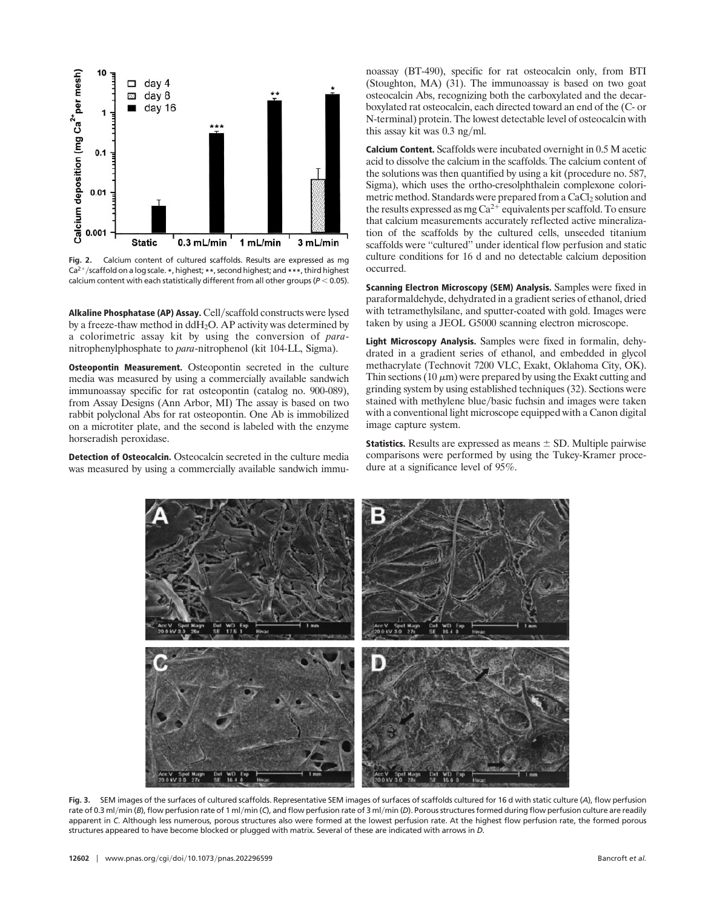Fig. 2. Calcium content of cultured scaffolds. Results are expressed as mg $Ca^{2+}$/scaffold on a log scale. *, highest; **, second highest; and ***, third highest calcium content with each statistically different from all other groups ($P < 0.05$).

**Alkaline Phosphatase (AP) Assay.** Cell/scaffold constructs were lysed by a freeze-thaw method in $ddH_2O$. AP activity was determined by a colorimetric assay kit by using the conversion of *para*-nitrophenylphosphate to *para*-nitrophenol (kit 104-LL, Sigma).

**Osteopontin Measurement.** Osteopontin secreted in the culture media was measured by using a commercially available sandwich immunoassay specific for rat osteopontin (catalog no. 900-089), from Assay Designs (Ann Arbor, MI) The assay is based on two rabbit polyclonal Abs for rat osteopontin. One Ab is immobilized on a microtiter plate, and the second is labeled with the enzyme horseradish peroxidase.

**Detection of Osteocalcin.** Osteocalcin secreted in the culture media was measured by using a commercially available sandwich immunoassay (BT-490), specific for rat osteocalcin only, from BTI (Stoughton, MA) (31). The immunoassay is based on two goat osteocalcin Abs, recognizing both the carboxylated and the decarboxylated rat osteocalcin, each directed toward an end of the (C- or N-terminal) protein. The lowest detectable level of osteocalcin with this assay kit was 0.3 ng/ml.

**Calcium Content.** Scaffolds were incubated overnight in 0.5 M acetic acid to dissolve the calcium in the scaffolds. The calcium content of the solutions was then quantified by using a kit (procedure no. 587, Sigma), which uses the ortho-cresolphthalein complexone colorimetric method. Standards were prepared from a $CaCl_2$ solution and the results expressed as mg $Ca^{2+}$ equivalents per scaffold. To ensure that calcium measurements accurately reflected active mineralization of the scaffolds by the cultured cells, unseeded titanium scaffolds were "cultured" under identical flow perfusion and static culture conditions for 16 d and no detectable calcium deposition occurred.

**Scanning Electron Microscopy (SEM) Analysis.** Samples were fixed in paraformaldehyde, dehydrated in a gradient series of ethanol, dried with tetramethylsilane, and sputter-coated with gold. Images were taken by using a JEOL G5000 scanning electron microscope.

**Light Microscopy Analysis.** Samples were fixed in formalin, dehydrated in a gradient series of ethanol, and embedded in glycol methacrylate (Technovit 7200 VLC, Exakt, Oklahoma City, OK). Thin sections (10 $\mu$m) were prepared by using the Exakt cutting and grinding system by using established techniques (32). Sections were stained with methylene blue/basic fuchsin and images were taken with a conventional light microscope equipped with a Canon digital image capture system.

**Statistics.** Results are expressed as means $\pm$ SD. Multiple pairwise comparisons were performed by using the Tukey-Kramer procedure at a significance level of 95%.

Fig. 3. SEM images of the surfaces of cultured scaffolds. Representative SEM images of surfaces of scaffolds cultured for 16 d with static culture (*A*), flow perfusion rate of 0.3 ml/min (*B*), flow perfusion rate of 1 ml/min (*C*), and flow perfusion rate of 3 ml/min (*D*). Porous structures formed during flow perfusion culture are readily apparent in *C*. Although less numerous, porous structures also were formed at the lowest perfusion rate. At the highest flow perfusion rate, the formed porous structures appeared to have become blocked or plugged with matrix. Several of these are indicated with arrows in *D*.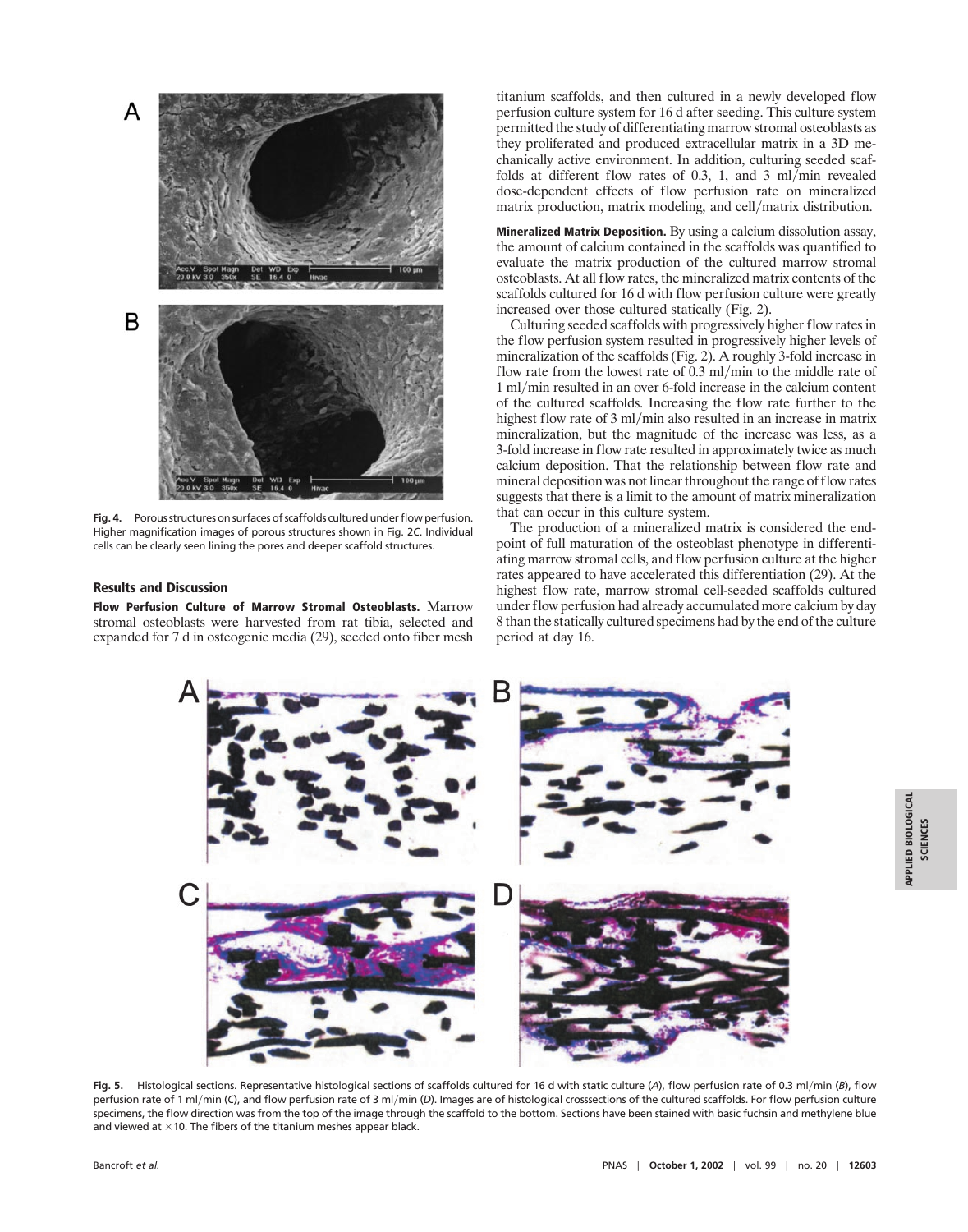Fig. 4. Porous structures on surfaces of scaffolds cultured under flow perfusion. Higher magnification images of porous structures shown in Fig. 2*C*. Individual cells can be clearly seen lining the pores and deeper scaffold structures.

## Results and Discussion

**Flow Perfusion Culture of Marrow Stromal Osteoblasts.** Marrow stromal osteoblasts were harvested from rat tibia, selected and expanded for 7 d in osteogenic media (29), seeded onto fiber mesh titanium scaffolds, and then cultured in a newly developed flow perfusion culture system for 16 d after seeding. This culture system permitted the study of differentiating marrow stromal osteoblasts as they proliferated and produced extracellular matrix in a 3D mechanically active environment. In addition, culturing seeded scaffolds at different flow rates of 0.3, 1, and 3 ml/min revealed dose-dependent effects of flow perfusion rate on mineralized matrix production, matrix modeling, and cell/matrix distribution.

**Mineralized Matrix Deposition.** By using a calcium dissolution assay, the amount of calcium contained in the scaffolds was quantified to evaluate the matrix production of the cultured marrow stromal osteoblasts. At all flow rates, the mineralized matrix contents of the scaffolds cultured for 16 d with flow perfusion culture were greatly increased over those cultured statically (Fig. 2).

Culturing seeded scaffolds with progressively higher flow rates in the flow perfusion system resulted in progressively higher levels of mineralization of the scaffolds (Fig. 2). A roughly 3-fold increase in flow rate from the lowest rate of 0.3 ml/min to the middle rate of 1 ml/min resulted in an over 6-fold increase in the calcium content of the cultured scaffolds. Increasing the flow rate further to the highest flow rate of 3 ml/min also resulted in an increase in matrix mineralization, but the magnitude of the increase was less, as a 3-fold increase in flow rate resulted in approximately twice as much calcium deposition. That the relationship between flow rate and mineral deposition was not linear throughout the range of flow rates suggests that there is a limit to the amount of matrix mineralization that can occur in this culture system.

The production of a mineralized matrix is considered the end-point of full maturation of the osteoblast phenotype in differentiating marrow stromal cells, and flow perfusion culture at the higher rates appeared to have accelerated this differentiation (29). At the highest flow rate, marrow stromal cell-seeded scaffolds cultured under flow perfusion had already accumulated more calcium by day 8 than the statically cultured specimens had by the end of the culture period at day 16.

Fig. 5. Histological sections. Representative histological sections of scaffolds cultured for 16 d with static culture (*A*), flow perfusion rate of 0.3 ml/min (*B*), flow perfusion rate of 1 ml/min (*C*), and flow perfusion rate of 3 ml/min (*D*). Images are of histological crosssections of the cultured scaffolds. For flow perfusion culture specimens, the flow direction was from the top of the image through the scaffold to the bottom. Sections have been stained with basic fuchsin and methylene blue and viewed at ×10. The fibers of the titanium meshes appear black.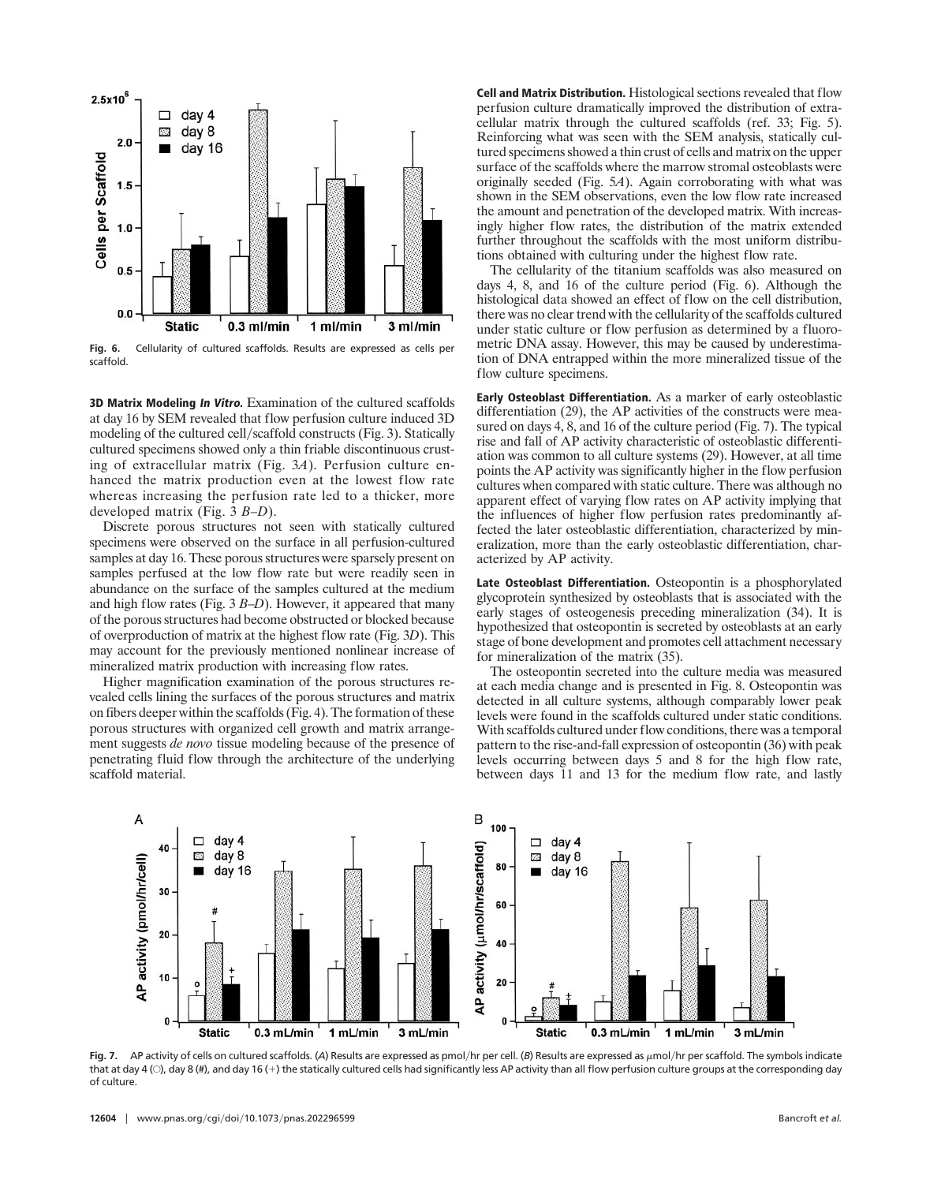Fig. 6. Cellularity of cultured scaffolds. Results are expressed as cells per scaffold.

**3D Matrix Modeling *In Vitro*.** Examination of the cultured scaffolds at day 16 by SEM revealed that flow perfusion culture induced 3D modeling of the cultured cell/scaffold constructs (Fig. 3). Statically cultured specimens showed only a thin friable discontinuous crusting of extracellular matrix (Fig. 3*A*). Perfusion culture enhanced the matrix production even at the lowest flow rate whereas increasing the perfusion rate led to a thicker, more developed matrix (Fig. 3 *B–D*).

Discrete porous structures not seen with statically cultured specimens were observed on the surface in all perfusion-cultured samples at day 16. These porous structures were sparsely present on samples perfused at the low flow rate but were readily seen in abundance on the surface of the samples cultured at the medium and high flow rates (Fig. 3 *B–D*). However, it appeared that many of the porous structures had become obstructed or blocked because of overproduction of matrix at the highest flow rate (Fig. 3*D*). This may account for the previously mentioned nonlinear increase of mineralized matrix production with increasing flow rates.

Higher magnification examination of the porous structures revealed cells lining the surfaces of the porous structures and matrix on fibers deeper within the scaffolds (Fig. 4). The formation of these porous structures with organized cell growth and matrix arrangement suggests *de novo* tissue modeling because of the presence of penetrating fluid flow through the architecture of the underlying scaffold material.

**Cell and Matrix Distribution.** Histological sections revealed that flow perfusion culture dramatically improved the distribution of extracellular matrix through the cultured scaffolds (ref. 33; Fig. 5). Reinforcing what was seen with the SEM analysis, statically cultured specimens showed a thin crust of cells and matrix on the upper surface of the scaffolds where the marrow stromal osteoblasts were originally seeded (Fig. 5*A*). Again corroborating with what was shown in the SEM observations, even the low flow rate increased the amount and penetration of the developed matrix. With increasingly higher flow rates, the distribution of the matrix extended further throughout the scaffolds with the most uniform distributions obtained with culturing under the highest flow rate.

The cellularity of the titanium scaffolds was also measured on days 4, 8, and 16 of the culture period (Fig. 6). Although the histological data showed an effect of flow on the cell distribution, there was no clear trend with the cellularity of the scaffolds cultured under static culture or flow perfusion as determined by a fluorometric DNA assay. However, this may be caused by underestimation of DNA entrapped within the more mineralized tissue of the flow culture specimens.

**Early Osteoblast Differentiation.** As a marker of early osteoblastic differentiation (29), the AP activities of the constructs were measured on days 4, 8, and 16 of the culture period (Fig. 7). The typical rise and fall of AP activity characteristic of osteoblastic differentiation was common to all culture systems (29). However, at all time points the AP activity was significantly higher in the flow perfusion cultures when compared with static culture. There was although no apparent effect of varying flow rates on AP activity implying that the influences of higher flow perfusion rates predominantly affected the later osteoblastic differentiation, characterized by mineralization, more than the early osteoblastic differentiation, characterized by AP activity.

**Late Osteoblast Differentiation.** Osteopontin is a phosphorylated glycoprotein synthesized by osteoblasts that is associated with the early stages of osteogenesis preceding mineralization (34). It is hypothesized that osteopontin is secreted by osteoblasts at an early stage of bone development and promotes cell attachment necessary for mineralization of the matrix (35).

The osteopontin secreted into the culture media was measured at each media change and is presented in Fig. 8. Osteopontin was detected in all culture systems, although comparably lower peak levels were found in the scaffolds cultured under static conditions. With scaffolds cultured under flow conditions, there was a temporal pattern to the rise-and-fall expression of osteopontin (36) with peak levels occurring between days 5 and 8 for the high flow rate, between days 11 and 13 for the medium flow rate, and lastly

Fig. 7. AP activity of cells on cultured scaffolds. (*A*) Results are expressed as pmol/hr per cell. (*B*) Results are expressed as $\mu$mol/hr per scaffold. The symbols indicate that at day 4 (○), day 8 (#), and day 16 (+) the statically cultured cells had significantly less AP activity than all flow perfusion culture groups at the corresponding day of culture.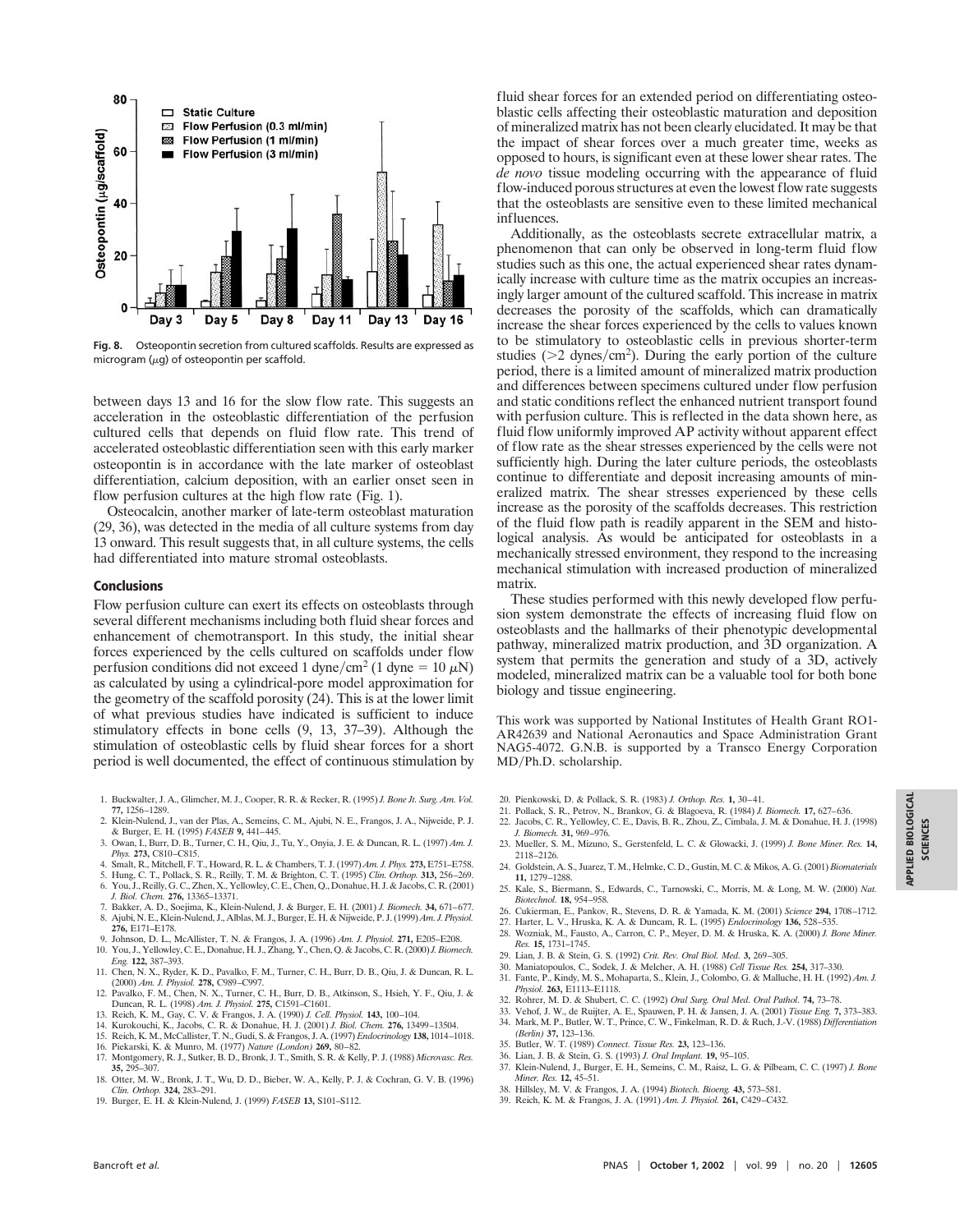80
Static Culture
Flow Perfusion (0.3 ml/min)
Flow Perfusion (1 ml/min)
Flow Perfusion (3 ml/min)
60
40
20
0
Osteopontin (μg/scaffold)
Day 3
Day 5
Day 8
Day 11
Day 13
Day 16

**Fig. 8.** Osteopontin secretion from cultured scaffolds. Results are expressed as microgram (μg) of osteopontin per scaffold.

between days 13 and 16 for the slow flow rate. This suggests an acceleration in the osteoblastic differentiation of the perfusion cultured cells that depends on fluid flow rate. This trend of accelerated osteoblastic differentiation seen with this early marker osteopontin is in accordance with the late marker of osteoblast differentiation, calcium deposition, with an earlier onset seen in flow perfusion cultures at the high flow rate (Fig. 1).

Osteocalcin, another marker of late-term osteoblast maturation (29, 36), was detected in the media of all culture systems from day 13 onward. This result suggests that, in all culture systems, the cells had differentiated into mature stromal osteoblasts.

## Conclusions

Flow perfusion culture can exert its effects on osteoblasts through several different mechanisms including both fluid shear forces and enhancement of chemotransport. In this study, the initial shear forces experienced by the cells cultured on scaffolds under flow perfusion conditions did not exceed 1 dyne/cm$^2$ (1 dyne = 10 $\mu$N) as calculated by using a cylindrical-pore model approximation for the geometry of the scaffold porosity (24). This is at the lower limit of what previous studies have indicated is sufficient to induce stimulatory effects in bone cells (9, 13, 37–39). Although the stimulation of osteoblastic cells by fluid shear forces for a short period is well documented, the effect of continuous stimulation by fluid shear forces for an extended period on differentiating osteoblastic cells affecting their osteoblastic maturation and deposition of mineralized matrix has not been clearly elucidated. It may be that the impact of shear forces over a much greater time, weeks as opposed to hours, is significant even at these lower shear rates. The *de novo* tissue modeling occurring with the appearance of fluid flow-induced porous structures at even the lowest flow rate suggests that the osteoblasts are sensitive even to these limited mechanical influences.

Additionally, as the osteoblasts secrete extracellular matrix, a phenomenon that can only be observed in long-term fluid flow studies such as this one, the actual experienced shear rates dynamically increase with culture time as the matrix occupies an increasingly larger amount of the cultured scaffold. This increase in matrix decreases the porosity of the scaffolds, which can dramatically increase the shear forces experienced by the cells to values known to be stimulatory to osteoblastic cells in previous shorter-term studies (>2 dynes/cm$^2$). During the early portion of the culture period, there is a limited amount of mineralized matrix production and differences between specimens cultured under flow perfusion and static conditions reflect the enhanced nutrient transport found with perfusion culture. This is reflected in the data shown here, as fluid flow uniformly improved AP activity without apparent effect of flow rate as the shear stresses experienced by the cells were not sufficiently high. During the later culture periods, the osteoblasts continue to differentiate and deposit increasing amounts of mineralized matrix. The shear stresses experienced by these cells increase as the porosity of the scaffolds decreases. This restriction of the fluid flow path is readily apparent in the SEM and histological analysis. As would be anticipated for osteoblasts in a mechanically stressed environment, they respond to the increasing mechanical stimulation with increased production of mineralized matrix.

These studies performed with this newly developed flow perfusion system demonstrate the effects of increasing fluid flow on osteoblasts and the hallmarks of their phenotypic developmental pathway, mineralized matrix production, and 3D organization. A system that permits the generation and study of a 3D, actively modeled, mineralized matrix can be a valuable tool for both bone biology and tissue engineering.

This work was supported by National Institutes of Health Grant RO1-AR42639 and National Aeronautics and Space Administration Grant NAG5-4072. G.N.B. is supported by a Transco Energy Corporation MD/Ph.D. scholarship.

1. Buckwalter, J. A., Glimcher, M. J., Cooper, R. R. & Recker, R. (1995) *J. Bone Jt. Surg. Am. Vol.* **77,** 1256–1289.
2. Klein-Nulend, J., van der Plas, A., Semeins, C. M., Ajubi, N. E., Frangos, J. A., Nijweide, P. J. & Burger, E. H. (1995) *FASEB* **9,** 441–445.
3. Owan, I., Burr, D. B., Turner, C. H., Qiu, J., Tu, Y., Onyia, J. E. & Duncan, R. L. (1997) *Am. J. Phys.* **273,** C810–C815.
4. Smalt, R., Mitchell, F. T., Howard, R. L. & Chambers, T. J. (1997) *Am. J. Phys.* **273,** E751–E758.
5. Hung, C. T., Pollack, S. R., Reilly, T. M. & Brighton, C. T. (1995) *Clin. Orthop.* **313,** 256–269.
6. You, J., Reilly, G. C., Zhen, X., Yellowley, C. E., Chen, Q., Donahue, H. J. & Jacobs, C. R. (2001) *J. Biol. Chem.* **276,** 13365–13371.
7. Bakker, A. D., Soejima, K., Klein-Nulend, J. & Burger, E. H. (2001) *J. Biomech.* **34,** 671–677.
8. Ajubi, N. E., Klein-Nulend, J., Alblas, M. J., Burger, E. H. & Nijweide, P. J. (1999) *Am. J. Physiol.* **276,** E171–E178.
9. Johnson, D. L., McAllister, T. N. & Frangos, J. A. (1996) *Am. J. Physiol.* **271,** E205–E208.
10. You, J., Yellowley, C. E., Donahue, H. J., Zhang, Y., Chen, Q. & Jacobs, C. R. (2000) *J. Biomech. Eng.* **122,** 387–393.
11. Chen, N. X., Ryder, K. D., Pavalko, F. M., Turner, C. H., Burr, D. B., Qiu, J. & Duncan, R. L. (2000) *Am. J. Physiol.* **278,** C989–C997.
12. Pavalko, F. M., Chen, N. X., Turner, C. H., Burr, D. B., Atkinson, S., Hsieh, Y. F., Qiu, J. & Duncan, R. L. (1998) *Am. J. Physiol.* **275,** C1591–C1601.
13. Reich, K. M., Gay, C. V. & Frangos, J. A. (1990) *J. Cell. Physiol.* **143,** 100–104.
14. Kurokouchi, K., Jacobs, C. R. & Donahue, H. J. (2001) *J. Biol. Chem.* **276,** 13499–13504.
15. Reich, K. M., McCallister, T. N., Gudi, S. & Frangos, J. A. (1997) *Endocrinology* **138,** 1014–1018.
16. Piekarski, K. & Munro, M. (1977) *Nature (London)* **269,** 80–82.
17. Montgomery, R. J., Sutker, B. D., Bronk, J. T., Smith, S. R. & Kelly, P. J. (1988) *Microvasc. Res.* **35,** 295–307.
18. Otter, M. W., Bronk, J. T., Wu, D. D., Bieber, W. A., Kelly, P. J. & Cochran, G. V. B. (1996) *Clin. Orthop.* **324,** 283–291.
19. Burger, E. H. & Klein-Nulend, J. (1999) *FASEB* **13,** S101–S112.
20. Pienkowski, D. & Pollack, S. R. (1983) *J. Orthop. Res.* **1,** 30–41.
21. Pollack, S. R., Petrov, N., Brankov, G. & Blagoeva, R. (1984) *J. Biomech.* **17,** 627–636.
22. Jacobs, C. R., Yellowley, C. E., Davis, B. R., Zhou, Z., Cimbala, J. M. & Donahue, H. J. (1998) *J. Biomech.* **31,** 969–976.
23. Mueller, S. M., Mizuno, S., Gerstenfeld, L. C. & Glowacki, J. (1999) *J. Bone Miner. Res.* **14,** 2118–2126.
24. Goldstein, A. S., Juarez, T. M., Helmke, C. D., Gustin, M. C. & Mikos, A. G. (2001) *Biomaterials* **11,** 1279–1288.
25. Kale, S., Biermann, S., Edwards, C., Tarnowski, C., Morris, M. & Long, M. W. (2000) *Nat. Biotechnol.* **18,** 954–958.
26. Cukierman, E., Pankov, R., Stevens, D. R. & Yamada, K. M. (2001) *Science* **294,** 1708–1712.
27. Harter, L. V., Hruska, K. A. & Duncam, R. L. (1995) *Endocrinology* **136,** 528–535.
28. Wozniak, M., Fausto, A., Carron, C. P., Meyer, D. M. & Hruska, K. A. (2000) *J. Bone Miner. Res.* **15,** 1731–1745.
29. Lian, J. B. & Stein, G. S. (1992) *Crit. Rev. Oral Biol. Med.* **3,** 269–305.
30. Maniatopoulos, C., Sodek, J. & Melcher, A. H. (1988) *Cell Tissue Res.* **254,** 317–330.
31. Fante, P., Kindy, M. S., Mohaparta, S., Klein, J., Colombo, G. & Malluche, H. H. (1992) *Am. J. Physiol.* **263,** E1113–E1118.
32. Rohrer, M. D. & Shubert, C. C. (1992) *Oral Surg. Oral Med. Oral Pathol.* **74,** 73–78.
33. Vehof, J. W., de Ruijter, A. E., Spauwen, P. H. & Jansen, J. A. (2001) *Tissue Eng.* **7,** 373–383.
34. Mark, M. P., Butler, W. T., Prince, C. W., Finkelman, R. D. & Ruch, J.-V. (1988) *Differentiation (Berlin)* **37,** 123–136.
35. Butler, W. T. (1989) *Connect. Tissue Res.* **23,** 123–136.
36. Lian, J. B. & Stein, G. S. (1993) *J. Oral Implant.* **19,** 95–105.
37. Klein-Nulend, J., Burger, E. H., Semeins, C. M., Raisz, L. G. & Pilbeam, C. C. (1997) *J. Bone Miner. Res.* **12,** 45–51.
38. Hillsley, M. V. & Frangos, J. A. (1994) *Biotech. Bioeng.* **43,** 573–581.
39. Reich, K. M. & Frangos, J. A. (1991) *Am. J. Physiol.* **261,** C429–C432.